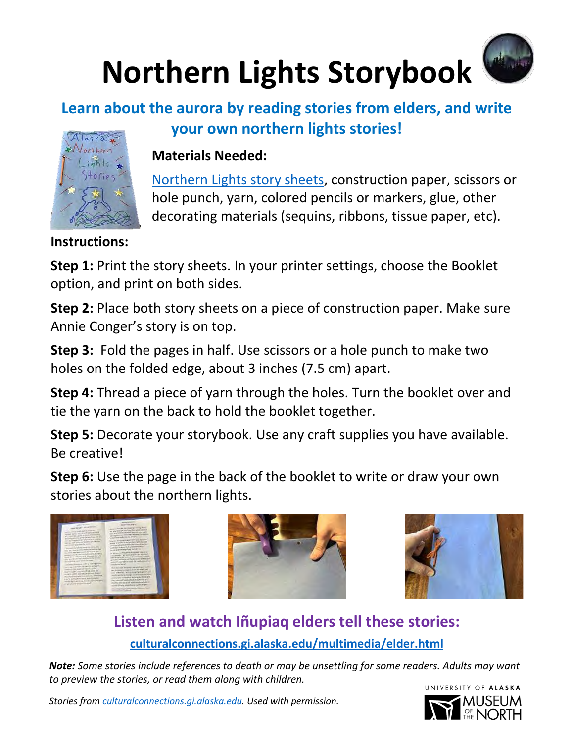# Northern Lights Storybook

## Learn about the aurora by reading stories from elders, and write your own northern lights stories!

**Materials Needed:**

Northern Lights story sheets, construction paper, scissors or hole punch, yarn, colored pencils or markers, glue, other decorating materials (sequins, ribbons, tissue paper, etc).

**Instructions:**

**Step 1:** Print the story sheets. In your printer settings, choose the Booklet option, and print on both sides.

**Step 2:** Place both story sheets on a piece of construction paper. Make sure Annie Conger's story is on top.

**Step 3:** Fold the pages in half. Use scissors or a hole punch to make two holes on the folded edge, about 3 inches (7.5 cm) apart.

**Step 4:** Thread a piece of yarn through the holes. Turn the booklet over and tie the yarn on the back to hold the booklet together.

**Step 5:** Decorate your storybook. Use any craft supplies you have available. Be creative!

**Step 6:** Use the page in the back of the booklet to write or draw your own stories about the northern lights.

## Listen and watch Iñupiaq elders tell these stories:

**culturalconnections.gi.alaska.edu/multimedia/elder.html**

***Note:*** *Some stories include references to death or may be unsettling for some readers. Adults may want to preview the stories, or read them along with children.*

*Stories from culturalconnections.gi.alaska.edu. Used with permission.*

UNIVERSITY OF ALASKA MUSEUM OF THE NORTH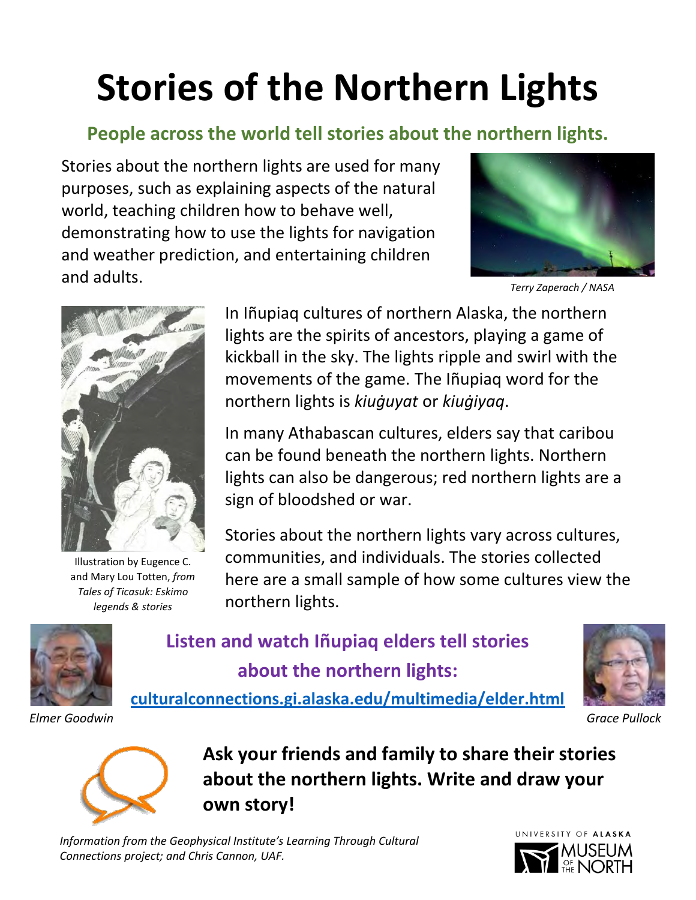# Stories of the Northern Lights

## People across the world tell stories about the northern lights.

Stories about the northern lights are used for many purposes, such as explaining aspects of the natural world, teaching children how to behave well, demonstrating how to use the lights for navigation and weather prediction, and entertaining children and adults.

*Terry Zaperach / NASA*

In Iñupiaq cultures of northern Alaska, the northern lights are the spirits of ancestors, playing a game of kickball in the sky. The lights ripple and swirl with the movements of the game. The Iñupiaq word for the northern lights is *kiuġuyat* or *kiuġiyaq*.

In many Athabascan cultures, elders say that caribou can be found beneath the northern lights. Northern lights can also be dangerous; red northern lights are a sign of bloodshed or war.

Stories about the northern lights vary across cultures, communities, and individuals. The stories collected here are a small sample of how some cultures view the northern lights.

Illustration by Eugence C. and Mary Lou Totten, *from Tales of Ticasuk: Eskimo legends & stories*

**Listen and watch Iñupiaq elders tell stories about the northern lights:**

**culturalconnections.gi.alaska.edu/multimedia/elder.html**

*Elmer Goodwin*

*Grace Pullock*

**Ask your friends and family to share their stories about the northern lights. Write and draw your own story!**

*Information from the Geophysical Institute's Learning Through Cultural Connections project; and Chris Cannon, UAF.*

UNIVERSITY OF ALASKA MUSEUM OF THE NORTH